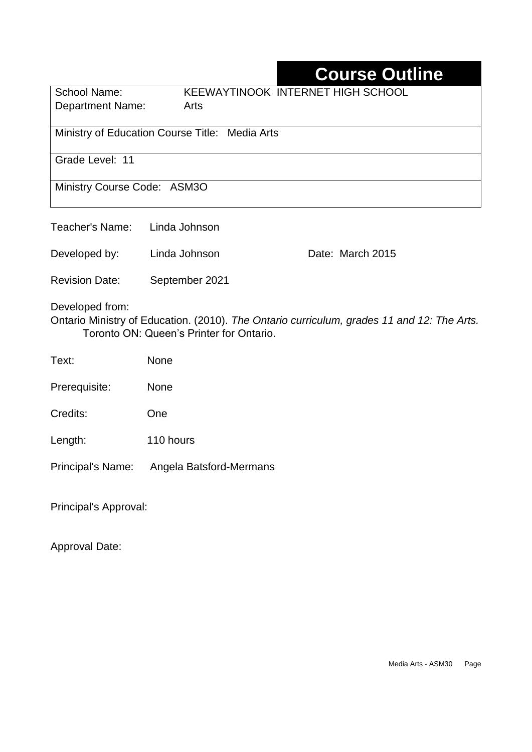# Course Outline

School Name: KEEWAYTINOOK INTERNET HIGH SCHOOL
Department Name: Arts

Ministry of Education Course Title: Media Arts

Grade Level: 11

Ministry Course Code: ASM3O

Teacher's Name: Linda Johnson

Developed by: Linda Johnson Date: March 2015

Revision Date: September 2021

Developed from:
Ontario Ministry of Education. (2010). *The Ontario curriculum, grades 11 and 12: The Arts.* Toronto ON: Queen's Printer for Ontario.

Text: None

Prerequisite: None

Credits: One

Length: 110 hours

Principal's Name: Angela Batsford-Mermans

Principal's Approval:

Approval Date: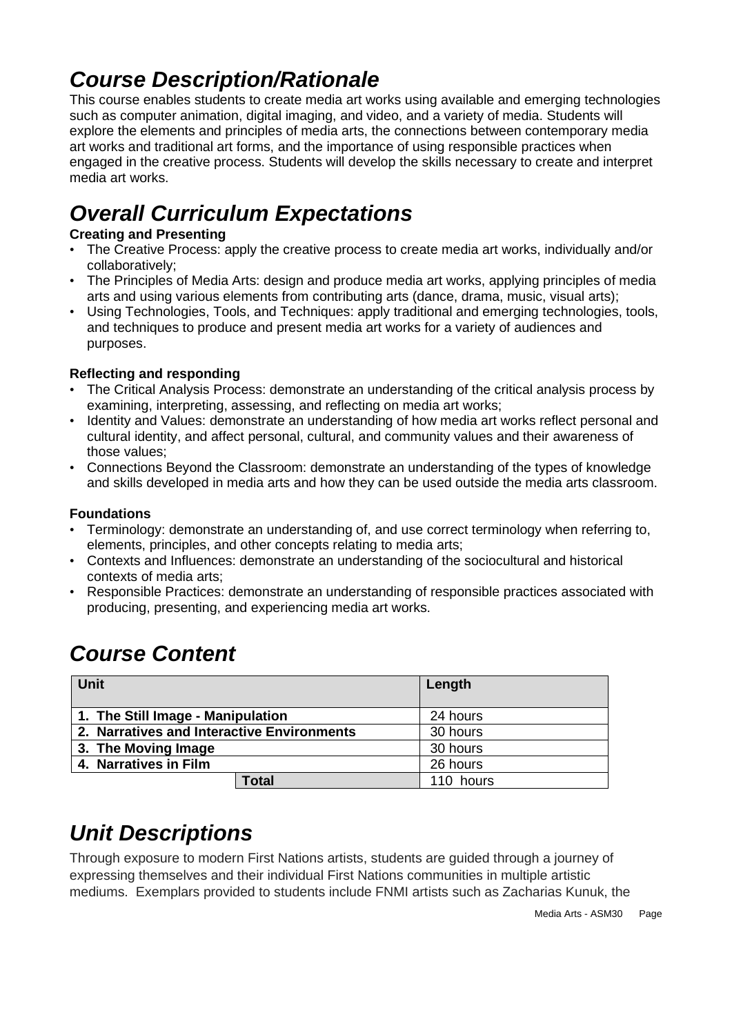# Course Description/Rationale

This course enables students to create media art works using available and emerging technologies such as computer animation, digital imaging, and video, and a variety of media. Students will explore the elements and principles of media arts, the connections between contemporary media art works and traditional art forms, and the importance of using responsible practices when engaged in the creative process. Students will develop the skills necessary to create and interpret media art works.

# Overall Curriculum Expectations

**Creating and Presenting**

- The Creative Process: apply the creative process to create media art works, individually and/or collaboratively;
- The Principles of Media Arts: design and produce media art works, applying principles of media arts and using various elements from contributing arts (dance, drama, music, visual arts);
- Using Technologies, Tools, and Techniques: apply traditional and emerging technologies, tools, and techniques to produce and present media art works for a variety of audiences and purposes.

**Reflecting and responding**

- The Critical Analysis Process: demonstrate an understanding of the critical analysis process by examining, interpreting, assessing, and reflecting on media art works;
- Identity and Values: demonstrate an understanding of how media art works reflect personal and cultural identity, and affect personal, cultural, and community values and their awareness of those values;
- Connections Beyond the Classroom: demonstrate an understanding of the types of knowledge and skills developed in media arts and how they can be used outside the media arts classroom.

**Foundations**

- Terminology: demonstrate an understanding of, and use correct terminology when referring to, elements, principles, and other concepts relating to media arts;
- Contexts and Influences: demonstrate an understanding of the sociocultural and historical contexts of media arts;
- Responsible Practices: demonstrate an understanding of responsible practices associated with producing, presenting, and experiencing media art works.

# Course Content

| Unit | Length |
|---|---|
| **1. The Still Image - Manipulation** | 24 hours |
| **2. Narratives and Interactive Environments** | 30 hours |
| **3. The Moving Image** | 30 hours |
| **4. Narratives in Film** | 26 hours |
| **Total** | 110 hours |

# Unit Descriptions

Through exposure to modern First Nations artists, students are guided through a journey of expressing themselves and their individual First Nations communities in multiple artistic mediums. Exemplars provided to students include FNMI artists such as Zacharias Kunuk, the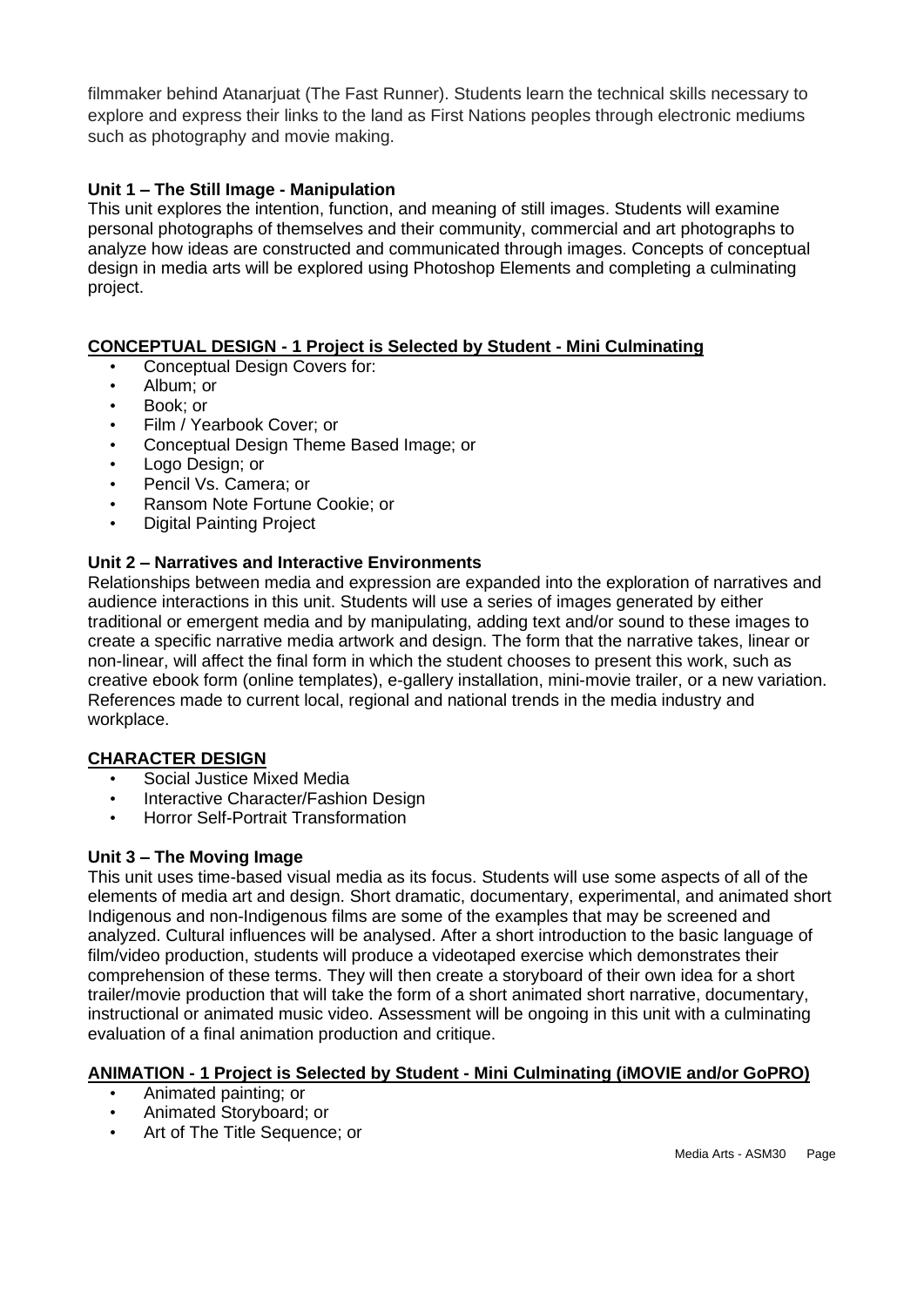filmmaker behind Atanarjuat (The Fast Runner). Students learn the technical skills necessary to explore and express their links to the land as First Nations peoples through electronic mediums such as photography and movie making.

**Unit 1 – The Still Image - Manipulation**
This unit explores the intention, function, and meaning of still images. Students will examine personal photographs of themselves and their community, commercial and art photographs to analyze how ideas are constructed and communicated through images. Concepts of conceptual design in media arts will be explored using Photoshop Elements and completing a culminating project.

**CONCEPTUAL DESIGN - 1 Project is Selected by Student - Mini Culminating**

- Conceptual Design Covers for:
- Album; or
- Book; or
- Film / Yearbook Cover; or
- Conceptual Design Theme Based Image; or
- Logo Design; or
- Pencil Vs. Camera; or
- Ransom Note Fortune Cookie; or
- Digital Painting Project

**Unit 2 – Narratives and Interactive Environments**
Relationships between media and expression are expanded into the exploration of narratives and audience interactions in this unit. Students will use a series of images generated by either traditional or emergent media and by manipulating, adding text and/or sound to these images to create a specific narrative media artwork and design. The form that the narrative takes, linear or non-linear, will affect the final form in which the student chooses to present this work, such as creative ebook form (online templates), e-gallery installation, mini-movie trailer, or a new variation. References made to current local, regional and national trends in the media industry and workplace.

**CHARACTER DESIGN**

- Social Justice Mixed Media
- Interactive Character/Fashion Design
- Horror Self-Portrait Transformation

**Unit 3 – The Moving Image**
This unit uses time-based visual media as its focus. Students will use some aspects of all of the elements of media art and design. Short dramatic, documentary, experimental, and animated short Indigenous and non-Indigenous films are some of the examples that may be screened and analyzed. Cultural influences will be analysed. After a short introduction to the basic language of film/video production, students will produce a videotaped exercise which demonstrates their comprehension of these terms. They will then create a storyboard of their own idea for a short trailer/movie production that will take the form of a short animated short narrative, documentary, instructional or animated music video. Assessment will be ongoing in this unit with a culminating evaluation of a final animation production and critique.

**ANIMATION - 1 Project is Selected by Student - Mini Culminating (iMOVIE and/or GoPRO)**

- Animated painting; or
- Animated Storyboard; or
- Art of The Title Sequence; or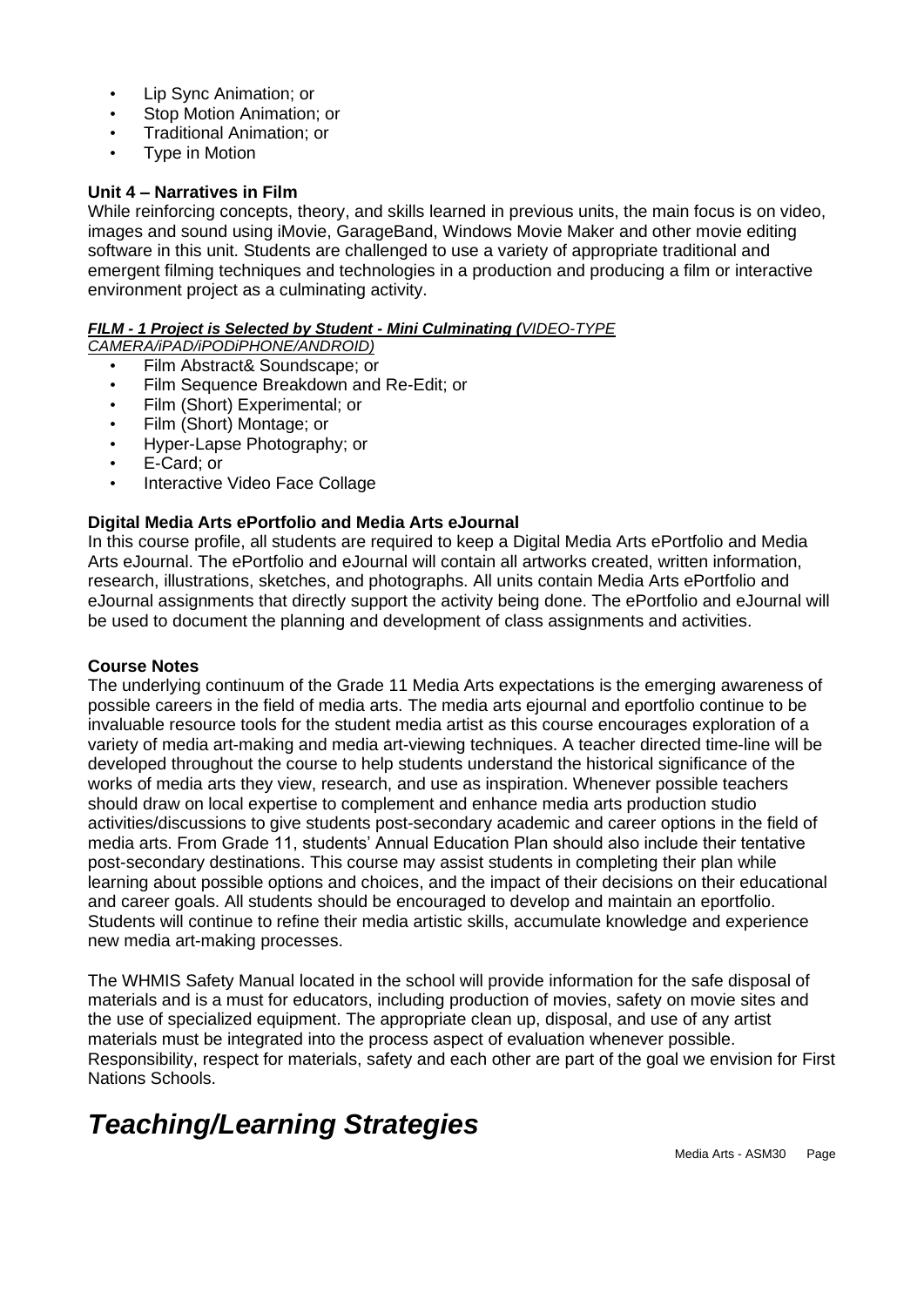- Lip Sync Animation; or
- Stop Motion Animation; or
- Traditional Animation; or
- Type in Motion

**Unit 4 – Narratives in Film**

While reinforcing concepts, theory, and skills learned in previous units, the main focus is on video, images and sound using iMovie, GarageBand, Windows Movie Maker and other movie editing software in this unit. Students are challenged to use a variety of appropriate traditional and emergent filming techniques and technologies in a production and producing a film or interactive environment project as a culminating activity.

***FILM - 1 Project is Selected by Student - Mini Culminating (**VIDEO-TYPE CAMERA/iPAD/iPODiPHONE/ANDROID)*

- Film Abstract& Soundscape; or
- Film Sequence Breakdown and Re-Edit; or
- Film (Short) Experimental; or
- Film (Short) Montage; or
- Hyper-Lapse Photography; or
- E-Card; or
- Interactive Video Face Collage

**Digital Media Arts ePortfolio and Media Arts eJournal**

In this course profile, all students are required to keep a Digital Media Arts ePortfolio and Media Arts eJournal. The ePortfolio and eJournal will contain all artworks created, written information, research, illustrations, sketches, and photographs. All units contain Media Arts ePortfolio and eJournal assignments that directly support the activity being done. The ePortfolio and eJournal will be used to document the planning and development of class assignments and activities.

**Course Notes**

The underlying continuum of the Grade 11 Media Arts expectations is the emerging awareness of possible careers in the field of media arts. The media arts ejournal and eportfolio continue to be invaluable resource tools for the student media artist as this course encourages exploration of a variety of media art-making and media art-viewing techniques. A teacher directed time-line will be developed throughout the course to help students understand the historical significance of the works of media arts they view, research, and use as inspiration. Whenever possible teachers should draw on local expertise to complement and enhance media arts production studio activities/discussions to give students post-secondary academic and career options in the field of media arts. From Grade 11, students' Annual Education Plan should also include their tentative post-secondary destinations. This course may assist students in completing their plan while learning about possible options and choices, and the impact of their decisions on their educational and career goals. All students should be encouraged to develop and maintain an eportfolio. Students will continue to refine their media artistic skills, accumulate knowledge and experience new media art-making processes.

The WHMIS Safety Manual located in the school will provide information for the safe disposal of materials and is a must for educators, including production of movies, safety on movie sites and the use of specialized equipment. The appropriate clean up, disposal, and use of any artist materials must be integrated into the process aspect of evaluation whenever possible. Responsibility, respect for materials, safety and each other are part of the goal we envision for First Nations Schools.

# *Teaching/Learning Strategies*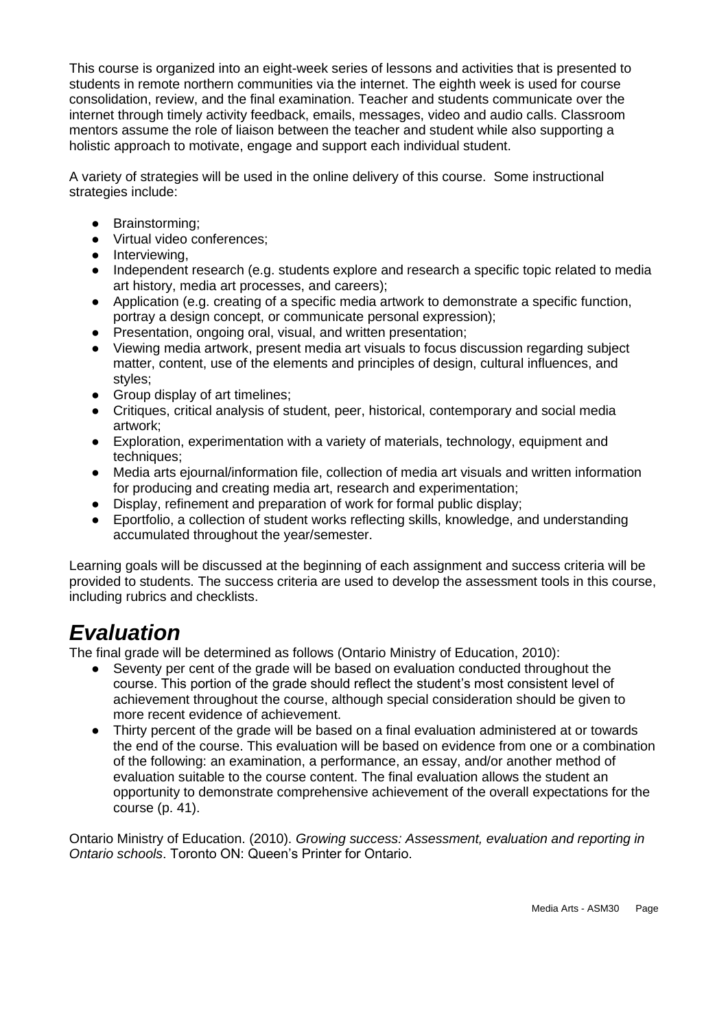This course is organized into an eight-week series of lessons and activities that is presented to students in remote northern communities via the internet. The eighth week is used for course consolidation, review, and the final examination. Teacher and students communicate over the internet through timely activity feedback, emails, messages, video and audio calls. Classroom mentors assume the role of liaison between the teacher and student while also supporting a holistic approach to motivate, engage and support each individual student.

A variety of strategies will be used in the online delivery of this course. Some instructional strategies include:

- Brainstorming;
- Virtual video conferences;
- Interviewing,
- Independent research (e.g. students explore and research a specific topic related to media art history, media art processes, and careers);
- Application (e.g. creating of a specific media artwork to demonstrate a specific function, portray a design concept, or communicate personal expression);
- Presentation, ongoing oral, visual, and written presentation;
- Viewing media artwork, present media art visuals to focus discussion regarding subject matter, content, use of the elements and principles of design, cultural influences, and styles;
- Group display of art timelines;
- Critiques, critical analysis of student, peer, historical, contemporary and social media artwork;
- Exploration, experimentation with a variety of materials, technology, equipment and techniques;
- Media arts ejournal/information file, collection of media art visuals and written information for producing and creating media art, research and experimentation;
- Display, refinement and preparation of work for formal public display;
- Eportfolio, a collection of student works reflecting skills, knowledge, and understanding accumulated throughout the year/semester.

Learning goals will be discussed at the beginning of each assignment and success criteria will be provided to students. The success criteria are used to develop the assessment tools in this course, including rubrics and checklists.

# ***Evaluation***

The final grade will be determined as follows (Ontario Ministry of Education, 2010):

- Seventy per cent of the grade will be based on evaluation conducted throughout the course. This portion of the grade should reflect the student's most consistent level of achievement throughout the course, although special consideration should be given to more recent evidence of achievement.
- Thirty percent of the grade will be based on a final evaluation administered at or towards the end of the course. This evaluation will be based on evidence from one or a combination of the following: an examination, a performance, an essay, and/or another method of evaluation suitable to the course content. The final evaluation allows the student an opportunity to demonstrate comprehensive achievement of the overall expectations for the course (p. 41).

Ontario Ministry of Education. (2010). *Growing success: Assessment, evaluation and reporting in Ontario schools*. Toronto ON: Queen's Printer for Ontario.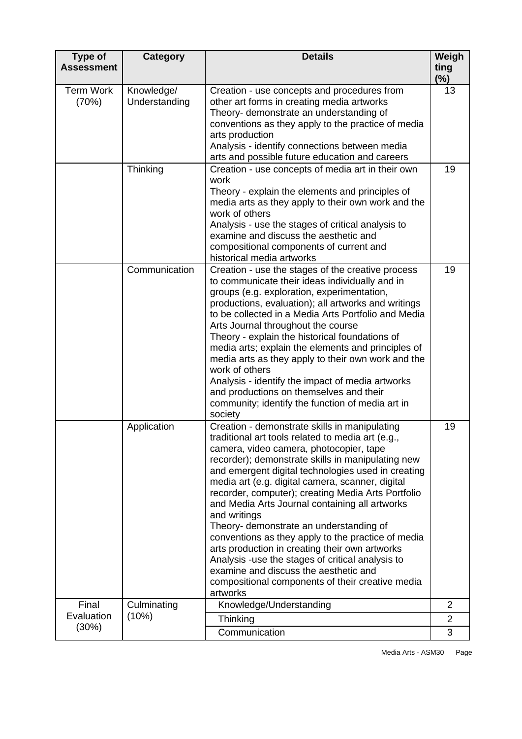| Type of Assessment | Category | Details | Weighting (%) |
|---|---|---|---|
| Term Work (70%) | Knowledge/ Understanding | Creation - use concepts and procedures from other art forms in creating media artworks<br>Theory- demonstrate an understanding of conventions as they apply to the practice of media arts production<br>Analysis - identify connections between media arts and possible future education and careers | 13 |
| | Thinking | Creation - use concepts of media art in their own work<br>Theory - explain the elements and principles of media arts as they apply to their own work and the work of others<br>Analysis - use the stages of critical analysis to examine and discuss the aesthetic and compositional components of current and historical media artworks | 19 |
| | Communication | Creation - use the stages of the creative process to communicate their ideas individually and in groups (e.g. exploration, experimentation, productions, evaluation); all artworks and writings to be collected in a Media Arts Portfolio and Media Arts Journal throughout the course<br>Theory - explain the historical foundations of media arts; explain the elements and principles of media arts as they apply to their own work and the work of others<br>Analysis - identify the impact of media artworks and productions on themselves and their community; identify the function of media art in society | 19 |
| | Application | Creation - demonstrate skills in manipulating traditional art tools related to media art (e.g., camera, video camera, photocopier, tape recorder); demonstrate skills in manipulating new and emergent digital technologies used in creating media art (e.g. digital camera, scanner, digital recorder, computer); creating Media Arts Portfolio and Media Arts Journal containing all artworks and writings<br>Theory- demonstrate an understanding of conventions as they apply to the practice of media arts production in creating their own artworks<br>Analysis -use the stages of critical analysis to examine and discuss the aesthetic and compositional components of their creative media artworks | 19 |
| Final Evaluation (30%) | Culminating (10%) | Knowledge/Understanding | 2 |
| | | Thinking | 2 |
| | | Communication | 3 |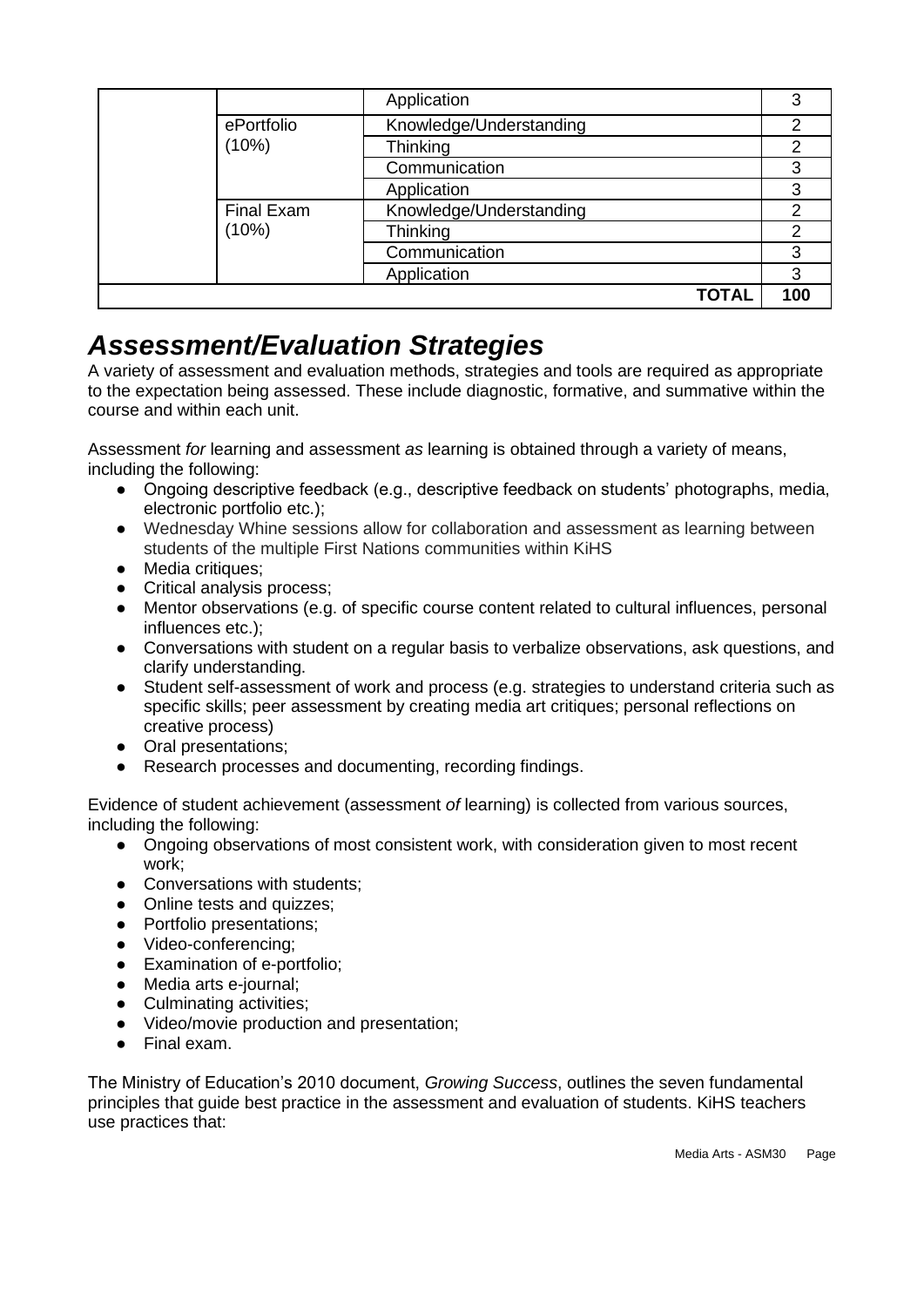| | | | |
|---|---|---|---|
| | | Application | 3 |
| | ePortfolio (10%) | Knowledge/Understanding | 2 |
| | | Thinking | 2 |
| | | Communication | 3 |
| | | Application | 3 |
| | Final Exam (10%) | Knowledge/Understanding | 2 |
| | | Thinking | 2 |
| | | Communication | 3 |
| | | Application | 3 |
| | | **TOTAL** | **100** |

# *Assessment/Evaluation Strategies*

A variety of assessment and evaluation methods, strategies and tools are required as appropriate to the expectation being assessed. These include diagnostic, formative, and summative within the course and within each unit.

Assessment *for* learning and assessment *as* learning is obtained through a variety of means, including the following:

- Ongoing descriptive feedback (e.g., descriptive feedback on students' photographs, media, electronic portfolio etc.);
- Wednesday Whine sessions allow for collaboration and assessment as learning between students of the multiple First Nations communities within KiHS
- Media critiques;
- Critical analysis process;
- Mentor observations (e.g. of specific course content related to cultural influences, personal influences etc.);
- Conversations with student on a regular basis to verbalize observations, ask questions, and clarify understanding.
- Student self-assessment of work and process (e.g. strategies to understand criteria such as specific skills; peer assessment by creating media art critiques; personal reflections on creative process)
- Oral presentations;
- Research processes and documenting, recording findings.

Evidence of student achievement (assessment *of* learning) is collected from various sources, including the following:

- Ongoing observations of most consistent work, with consideration given to most recent work;
- Conversations with students;
- Online tests and quizzes;
- Portfolio presentations;
- Video-conferencing;
- Examination of e-portfolio;
- Media arts e-journal;
- Culminating activities;
- Video/movie production and presentation;
- Final exam.

The Ministry of Education's 2010 document, *Growing Success*, outlines the seven fundamental principles that guide best practice in the assessment and evaluation of students. KiHS teachers use practices that: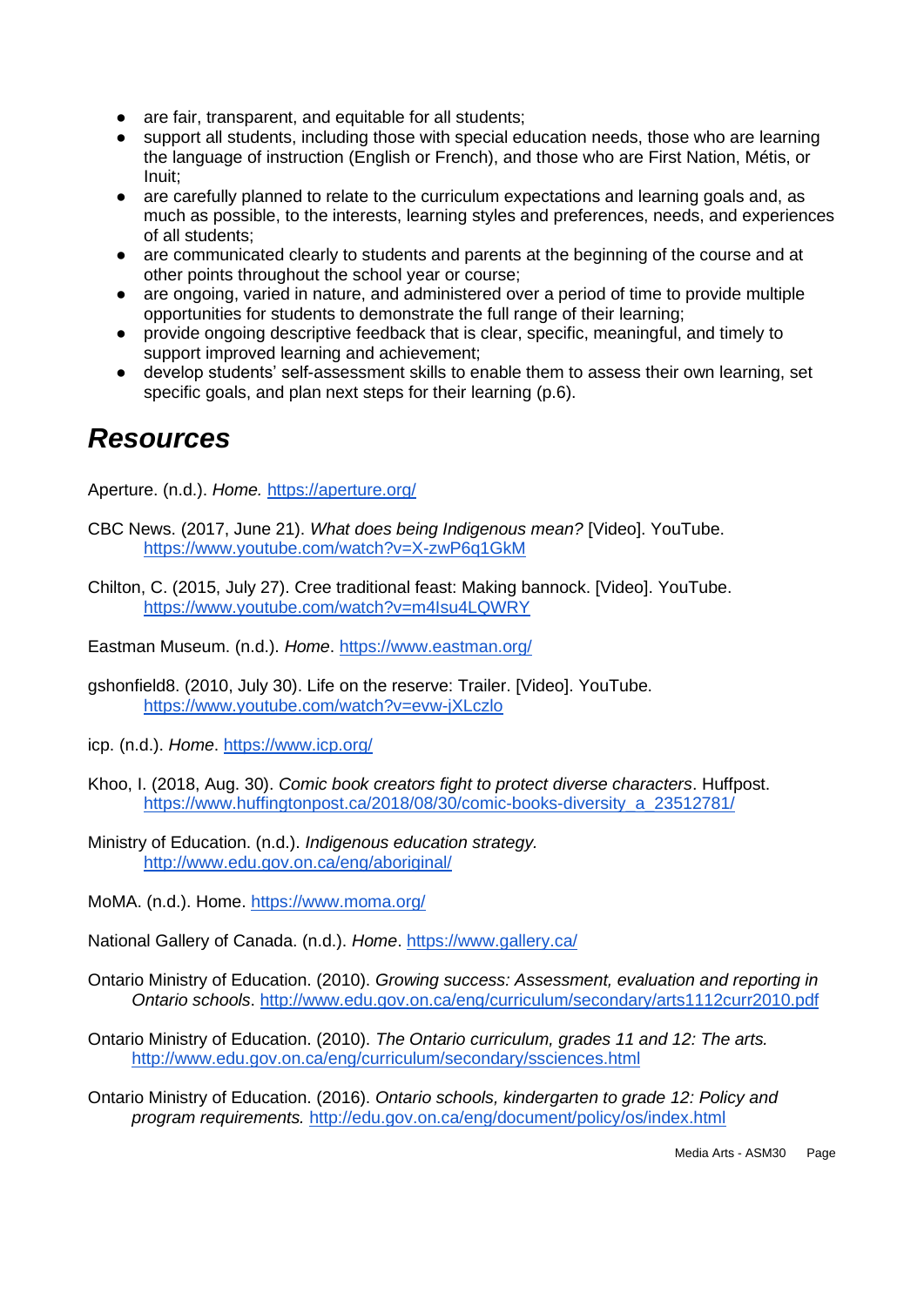- are fair, transparent, and equitable for all students;
- support all students, including those with special education needs, those who are learning the language of instruction (English or French), and those who are First Nation, Métis, or Inuit;
- are carefully planned to relate to the curriculum expectations and learning goals and, as much as possible, to the interests, learning styles and preferences, needs, and experiences of all students;
- are communicated clearly to students and parents at the beginning of the course and at other points throughout the school year or course;
- are ongoing, varied in nature, and administered over a period of time to provide multiple opportunities for students to demonstrate the full range of their learning;
- provide ongoing descriptive feedback that is clear, specific, meaningful, and timely to support improved learning and achievement;
- develop students' self-assessment skills to enable them to assess their own learning, set specific goals, and plan next steps for their learning (p.6).

# *Resources*

Aperture. (n.d.). *Home.* https://aperture.org/

CBC News. (2017, June 21). *What does being Indigenous mean?* [Video]. YouTube. https://www.youtube.com/watch?v=X-zwP6q1GkM

Chilton, C. (2015, July 27). Cree traditional feast: Making bannock. [Video]. YouTube. https://www.youtube.com/watch?v=m4lsu4LQWRY

Eastman Museum. (n.d.). *Home*. https://www.eastman.org/

gshonfield8. (2010, July 30). Life on the reserve: Trailer. [Video]. YouTube. https://www.youtube.com/watch?v=evw-jXLczlo

icp. (n.d.). *Home*. https://www.icp.org/

Khoo, I. (2018, Aug. 30). *Comic book creators fight to protect diverse characters*. Huffpost. https://www.huffingtonpost.ca/2018/08/30/comic-books-diversity_a_23512781/

Ministry of Education. (n.d.). *Indigenous education strategy.* http://www.edu.gov.on.ca/eng/aboriginal/

MoMA. (n.d.). Home. https://www.moma.org/

National Gallery of Canada. (n.d.). *Home*. https://www.gallery.ca/

Ontario Ministry of Education. (2010). *Growing success: Assessment, evaluation and reporting in Ontario schools*. http://www.edu.gov.on.ca/eng/curriculum/secondary/arts1112curr2010.pdf

Ontario Ministry of Education. (2010). *The Ontario curriculum, grades 11 and 12: The arts.* http://www.edu.gov.on.ca/eng/curriculum/secondary/ssciences.html

Ontario Ministry of Education. (2016). *Ontario schools, kindergarten to grade 12: Policy and program requirements.* http://edu.gov.on.ca/eng/document/policy/os/index.html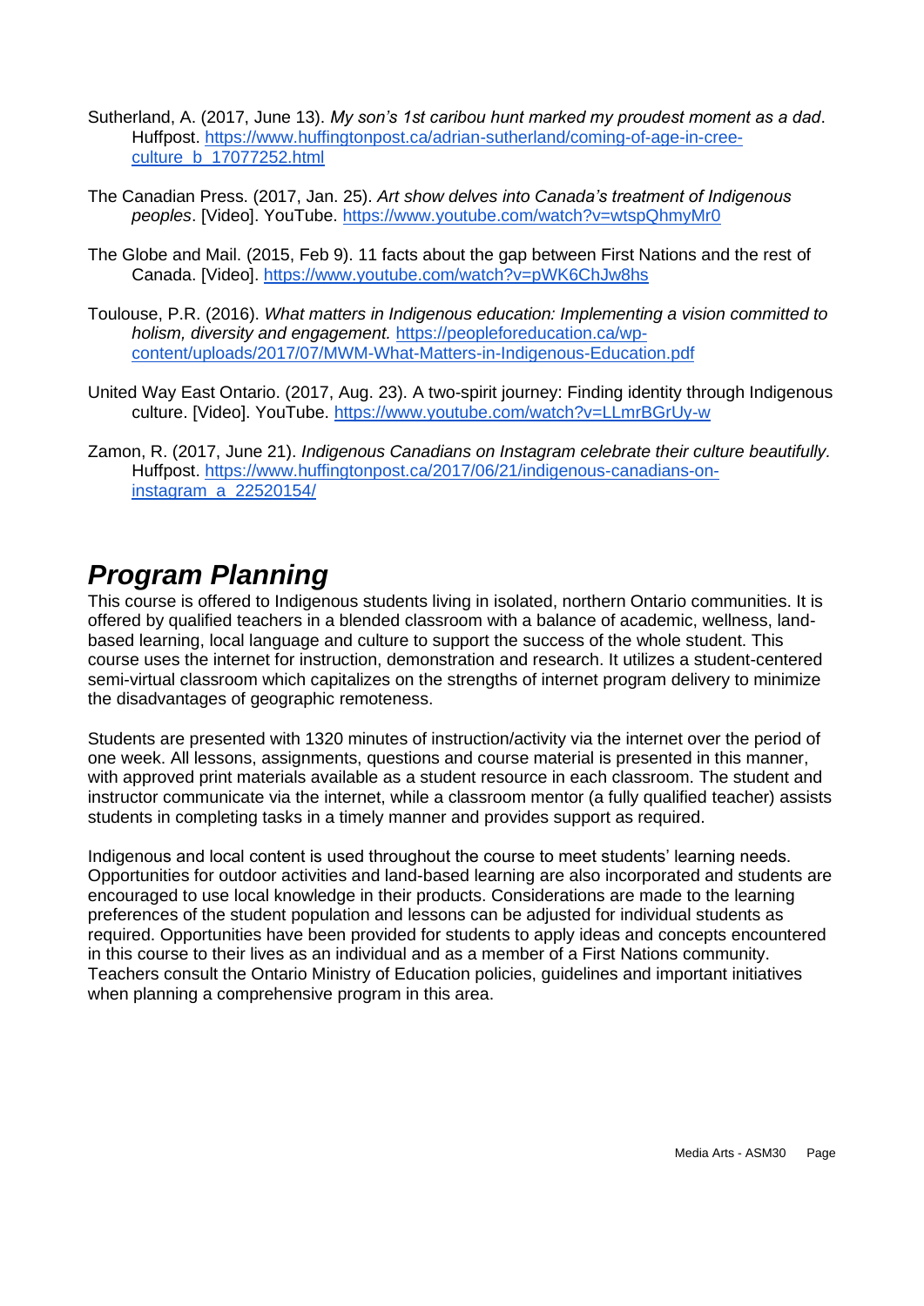Sutherland, A. (2017, June 13). *My son's 1st caribou hunt marked my proudest moment as a dad*. Huffpost. https://www.huffingtonpost.ca/adrian-sutherland/coming-of-age-in-cree-culture_b_17077252.html

The Canadian Press. (2017, Jan. 25). *Art show delves into Canada's treatment of Indigenous peoples*. [Video]. YouTube. https://www.youtube.com/watch?v=wtspQhmyMr0

The Globe and Mail. (2015, Feb 9). 11 facts about the gap between First Nations and the rest of Canada. [Video]. https://www.youtube.com/watch?v=pWK6ChJw8hs

Toulouse, P.R. (2016). *What matters in Indigenous education: Implementing a vision committed to holism, diversity and engagement.* https://peopleforeducation.ca/wp-content/uploads/2017/07/MWM-What-Matters-in-Indigenous-Education.pdf

United Way East Ontario. (2017, Aug. 23). A two-spirit journey: Finding identity through Indigenous culture. [Video]. YouTube. https://www.youtube.com/watch?v=LLmrBGrUy-w

Zamon, R. (2017, June 21). *Indigenous Canadians on Instagram celebrate their culture beautifully.* Huffpost. https://www.huffingtonpost.ca/2017/06/21/indigenous-canadians-on-instagram_a_22520154/

# ***Program Planning***

This course is offered to Indigenous students living in isolated, northern Ontario communities. It is offered by qualified teachers in a blended classroom with a balance of academic, wellness, land-based learning, local language and culture to support the success of the whole student. This course uses the internet for instruction, demonstration and research. It utilizes a student-centered semi-virtual classroom which capitalizes on the strengths of internet program delivery to minimize the disadvantages of geographic remoteness.

Students are presented with 1320 minutes of instruction/activity via the internet over the period of one week. All lessons, assignments, questions and course material is presented in this manner, with approved print materials available as a student resource in each classroom. The student and instructor communicate via the internet, while a classroom mentor (a fully qualified teacher) assists students in completing tasks in a timely manner and provides support as required.

Indigenous and local content is used throughout the course to meet students' learning needs. Opportunities for outdoor activities and land-based learning are also incorporated and students are encouraged to use local knowledge in their products. Considerations are made to the learning preferences of the student population and lessons can be adjusted for individual students as required. Opportunities have been provided for students to apply ideas and concepts encountered in this course to their lives as an individual and as a member of a First Nations community. Teachers consult the Ontario Ministry of Education policies, guidelines and important initiatives when planning a comprehensive program in this area.